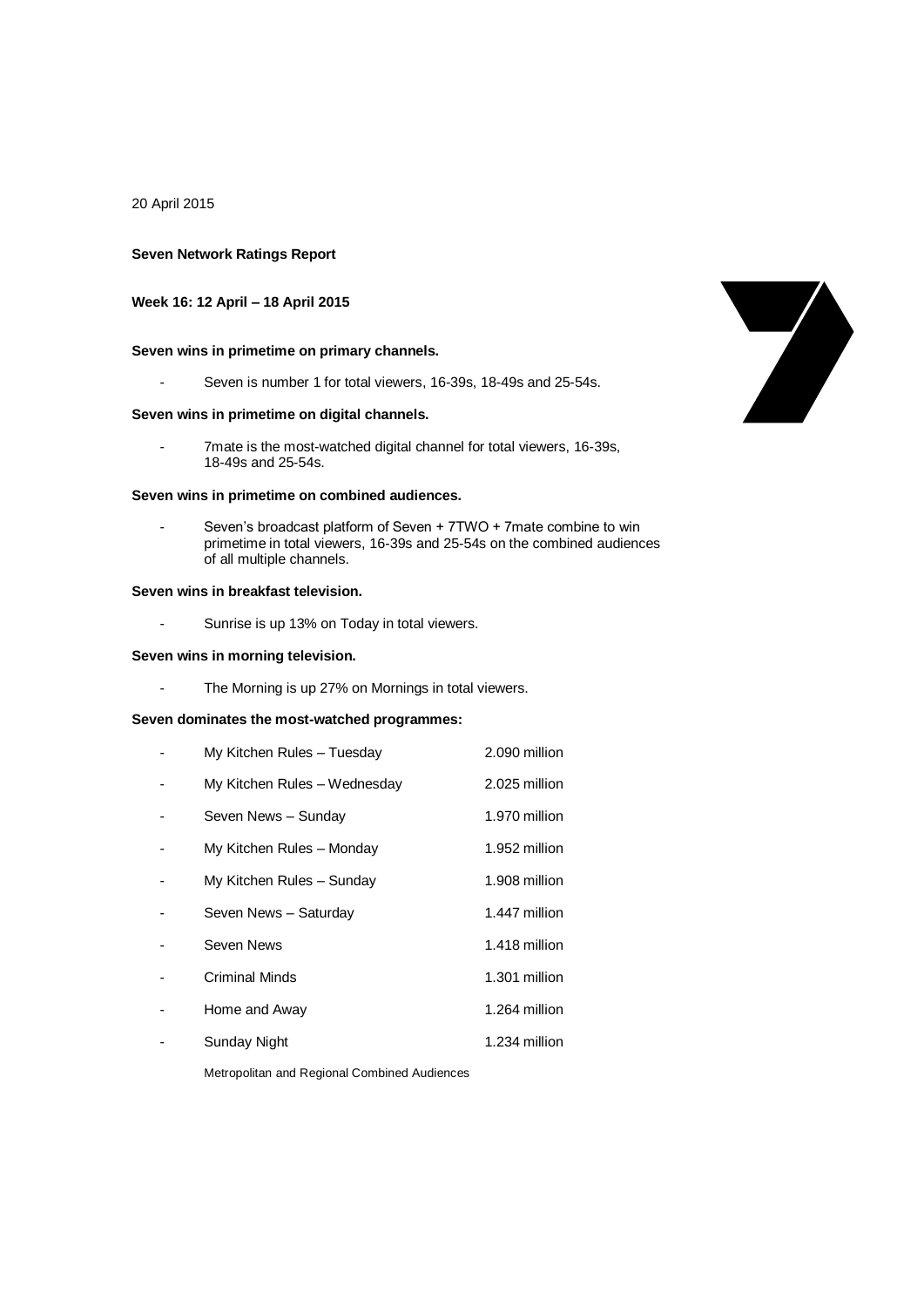20 April 2015

**Seven Network Ratings Report**

**Week 16: 12 April – 18 April 2015**

**Seven wins in primetime on primary channels.**

- Seven is number 1 for total viewers, 16-39s, 18-49s and 25-54s.

**Seven wins in primetime on digital channels.**

- 7mate is the most-watched digital channel for total viewers, 16-39s, 18-49s and 25-54s.

**Seven wins in primetime on combined audiences.**

- Seven's broadcast platform of Seven + 7TWO + 7mate combine to win primetime in total viewers, 16-39s and 25-54s on the combined audiences of all multiple channels.

**Seven wins in breakfast television.**

- Sunrise is up 13% on Today in total viewers.

**Seven wins in morning television.**

- The Morning is up 27% on Mornings in total viewers.

**Seven dominates the most-watched programmes:**

| | |
|---|---|
| My Kitchen Rules – Tuesday | 2.090 million |
| My Kitchen Rules – Wednesday | 2.025 million |
| Seven News – Sunday | 1.970 million |
| My Kitchen Rules – Monday | 1.952 million |
| My Kitchen Rules – Sunday | 1.908 million |
| Seven News – Saturday | 1.447 million |
| Seven News | 1.418 million |
| Criminal Minds | 1.301 million |
| Home and Away | 1.264 million |
| Sunday Night | 1.234 million |

Metropolitan and Regional Combined Audiences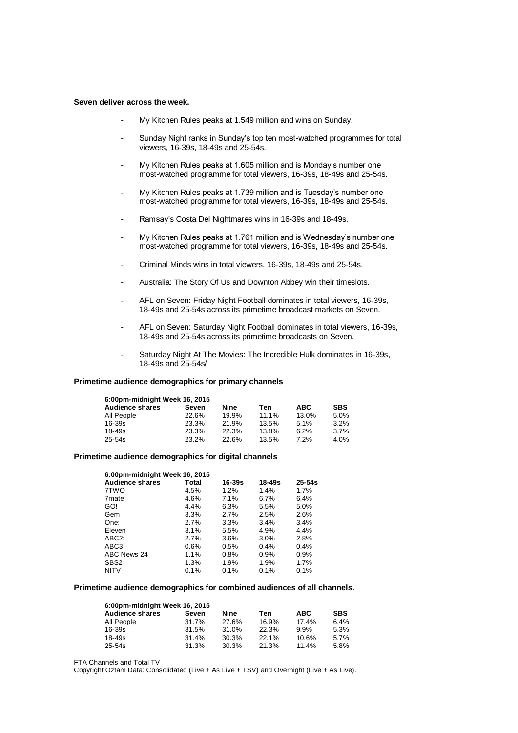**Seven deliver across the week.**

- My Kitchen Rules peaks at 1.549 million and wins on Sunday.
- Sunday Night ranks in Sunday's top ten most-watched programmes for total viewers, 16-39s, 18-49s and 25-54s.
- My Kitchen Rules peaks at 1.605 million and is Monday's number one most-watched programme for total viewers, 16-39s, 18-49s and 25-54s.
- My Kitchen Rules peaks at 1.739 million and is Tuesday's number one most-watched programme for total viewers, 16-39s, 18-49s and 25-54s.
- Ramsay's Costa Del Nightmares wins in 16-39s and 18-49s.
- My Kitchen Rules peaks at 1.761 million and is Wednesday's number one most-watched programme for total viewers, 16-39s, 18-49s and 25-54s.
- Criminal Minds wins in total viewers, 16-39s, 18-49s and 25-54s.
- Australia: The Story Of Us and Downton Abbey win their timeslots.
- AFL on Seven: Friday Night Football dominates in total viewers, 16-39s, 18-49s and 25-54s across its primetime broadcast markets on Seven.
- AFL on Seven: Saturday Night Football dominates in total viewers, 16-39s, 18-49s and 25-54s across its primetime broadcasts on Seven.
- Saturday Night At The Movies: The Incredible Hulk dominates in 16-39s, 18-49s and 25-54s/

**Primetime audience demographics for primary channels**

**6:00pm-midnight Week 16, 2015**

| Audience shares | Seven | Nine | Ten | ABC | SBS |
|---|---|---|---|---|---|
| All People | 22.6% | 19.9% | 11.1% | 13.0% | 5.0% |
| 16-39s | 23.3% | 21.9% | 13.5% | 5.1% | 3.2% |
| 18-49s | 23.3% | 22.3% | 13.8% | 6.2% | 3.7% |
| 25-54s | 23.2% | 22.6% | 13.5% | 7.2% | 4.0% |

**Primetime audience demographics for digital channels**

**6:00pm-midnight Week 16, 2015**

| Audience shares | Total | 16-39s | 18-49s | 25-54s |
|---|---|---|---|---|
| 7TWO | 4.5% | 1.2% | 1.4% | 1.7% |
| 7mate | 4.6% | 7.1% | 6.7% | 6.4% |
| GO! | 4.4% | 6.3% | 5.5% | 5.0% |
| Gem | 3.3% | 2.7% | 2.5% | 2.6% |
| One: | 2.7% | 3.3% | 3.4% | 3.4% |
| Eleven | 3.1% | 5.5% | 4.9% | 4.4% |
| ABC2: | 2.7% | 3.6% | 3.0% | 2.8% |
| ABC3 | 0.6% | 0.5% | 0.4% | 0.4% |
| ABC News 24 | 1.1% | 0.8% | 0.9% | 0.9% |
| SBS2 | 1.3% | 1.9% | 1.9% | 1.7% |
| NITV | 0.1% | 0.1% | 0.1% | 0.1% |

**Primetime audience demographics for combined audiences of all channels**.

**6:00pm-midnight Week 16, 2015**

| Audience shares | Seven | Nine | Ten | ABC | SBS |
|---|---|---|---|---|---|
| All People | 31.7% | 27.6% | 16.9% | 17.4% | 6.4% |
| 16-39s | 31.5% | 31.0% | 22.3% | 9.9% | 5.3% |
| 18-49s | 31.4% | 30.3% | 22.1% | 10.6% | 5.7% |
| 25-54s | 31.3% | 30.3% | 21.3% | 11.4% | 5.8% |

FTA Channels and Total TV

Copyright Oztam Data: Consolidated (Live + As Live + TSV) and Overnight (Live + As Live).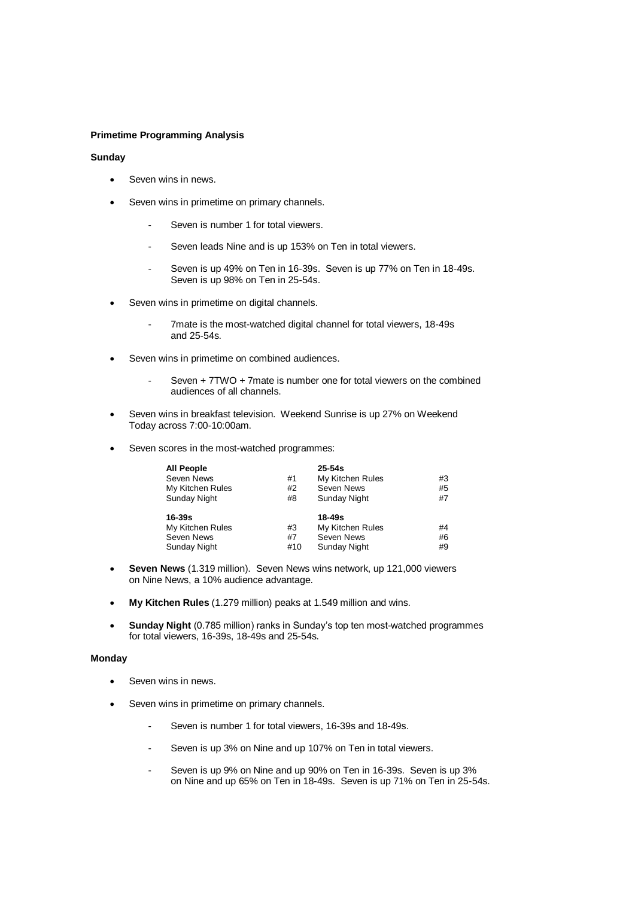**Primetime Programming Analysis**

**Sunday**

- Seven wins in news.
- Seven wins in primetime on primary channels.
  - Seven is number 1 for total viewers.
  - Seven leads Nine and is up 153% on Ten in total viewers.
  - Seven is up 49% on Ten in 16-39s. Seven is up 77% on Ten in 18-49s. Seven is up 98% on Ten in 25-54s.
- Seven wins in primetime on digital channels.
  - 7mate is the most-watched digital channel for total viewers, 18-49s and 25-54s.
- Seven wins in primetime on combined audiences.
  - Seven + 7TWO + 7mate is number one for total viewers on the combined audiences of all channels.
- Seven wins in breakfast television. Weekend Sunrise is up 27% on Weekend Today across 7:00-10:00am.
- Seven scores in the most-watched programmes:

| | | | |
|---|---|---|---|
| **All People** | | **25-54s** | |
| Seven News | #1 | My Kitchen Rules | #3 |
| My Kitchen Rules | #2 | Seven News | #5 |
| Sunday Night | #8 | Sunday Night | #7 |
| **16-39s** | | **18-49s** | |
| My Kitchen Rules | #3 | My Kitchen Rules | #4 |
| Seven News | #7 | Seven News | #6 |
| Sunday Night | #10 | Sunday Night | #9 |

- **Seven News** (1.319 million). Seven News wins network, up 121,000 viewers on Nine News, a 10% audience advantage.
- **My Kitchen Rules** (1.279 million) peaks at 1.549 million and wins.
- **Sunday Night** (0.785 million) ranks in Sunday's top ten most-watched programmes for total viewers, 16-39s, 18-49s and 25-54s.

**Monday**

- Seven wins in news.
- Seven wins in primetime on primary channels.
  - Seven is number 1 for total viewers, 16-39s and 18-49s.
  - Seven is up 3% on Nine and up 107% on Ten in total viewers.
  - Seven is up 9% on Nine and up 90% on Ten in 16-39s. Seven is up 3% on Nine and up 65% on Ten in 18-49s. Seven is up 71% on Ten in 25-54s.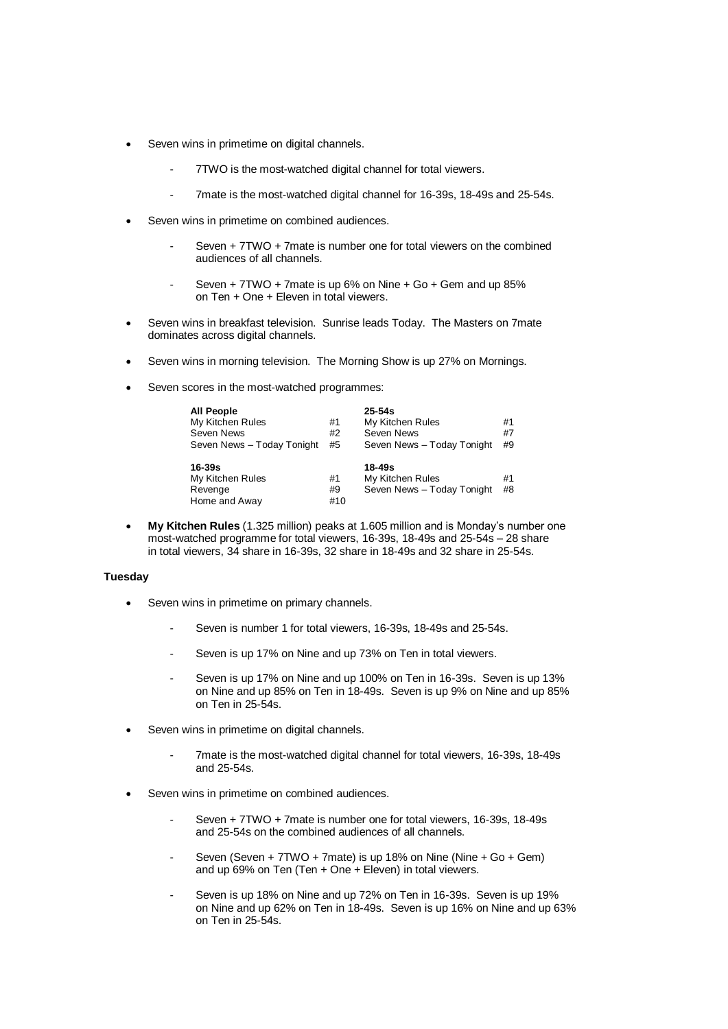- Seven wins in primetime on digital channels.
    - 7TWO is the most-watched digital channel for total viewers.
    - 7mate is the most-watched digital channel for 16-39s, 18-49s and 25-54s.
- Seven wins in primetime on combined audiences.
    - Seven + 7TWO + 7mate is number one for total viewers on the combined audiences of all channels.
    - Seven + 7TWO + 7mate is up 6% on Nine + Go + Gem and up 85% on Ten + One + Eleven in total viewers.
- Seven wins in breakfast television. Sunrise leads Today. The Masters on 7mate dominates across digital channels.
- Seven wins in morning television. The Morning Show is up 27% on Mornings.
- Seven scores in the most-watched programmes:

| | | | |
|---|---|---|---|
| **All People** | | **25-54s** | |
| My Kitchen Rules | #1 | My Kitchen Rules | #1 |
| Seven News | #2 | Seven News | #7 |
| Seven News – Today Tonight | #5 | Seven News – Today Tonight | #9 |
| **16-39s** | | **18-49s** | |
| My Kitchen Rules | #1 | My Kitchen Rules | #1 |
| Revenge | #9 | Seven News – Today Tonight | #8 |
| Home and Away | #10 | | |

- **My Kitchen Rules** (1.325 million) peaks at 1.605 million and is Monday's number one most-watched programme for total viewers, 16-39s, 18-49s and 25-54s – 28 share in total viewers, 34 share in 16-39s, 32 share in 18-49s and 32 share in 25-54s.

**Tuesday**

- Seven wins in primetime on primary channels.
    - Seven is number 1 for total viewers, 16-39s, 18-49s and 25-54s.
    - Seven is up 17% on Nine and up 73% on Ten in total viewers.
    - Seven is up 17% on Nine and up 100% on Ten in 16-39s. Seven is up 13% on Nine and up 85% on Ten in 18-49s. Seven is up 9% on Nine and up 85% on Ten in 25-54s.
- Seven wins in primetime on digital channels.
    - 7mate is the most-watched digital channel for total viewers, 16-39s, 18-49s and 25-54s.
- Seven wins in primetime on combined audiences.
    - Seven + 7TWO + 7mate is number one for total viewers, 16-39s, 18-49s and 25-54s on the combined audiences of all channels.
    - Seven (Seven + 7TWO + 7mate) is up 18% on Nine (Nine + Go + Gem) and up 69% on Ten (Ten + One + Eleven) in total viewers.
    - Seven is up 18% on Nine and up 72% on Ten in 16-39s. Seven is up 19% on Nine and up 62% on Ten in 18-49s. Seven is up 16% on Nine and up 63% on Ten in 25-54s.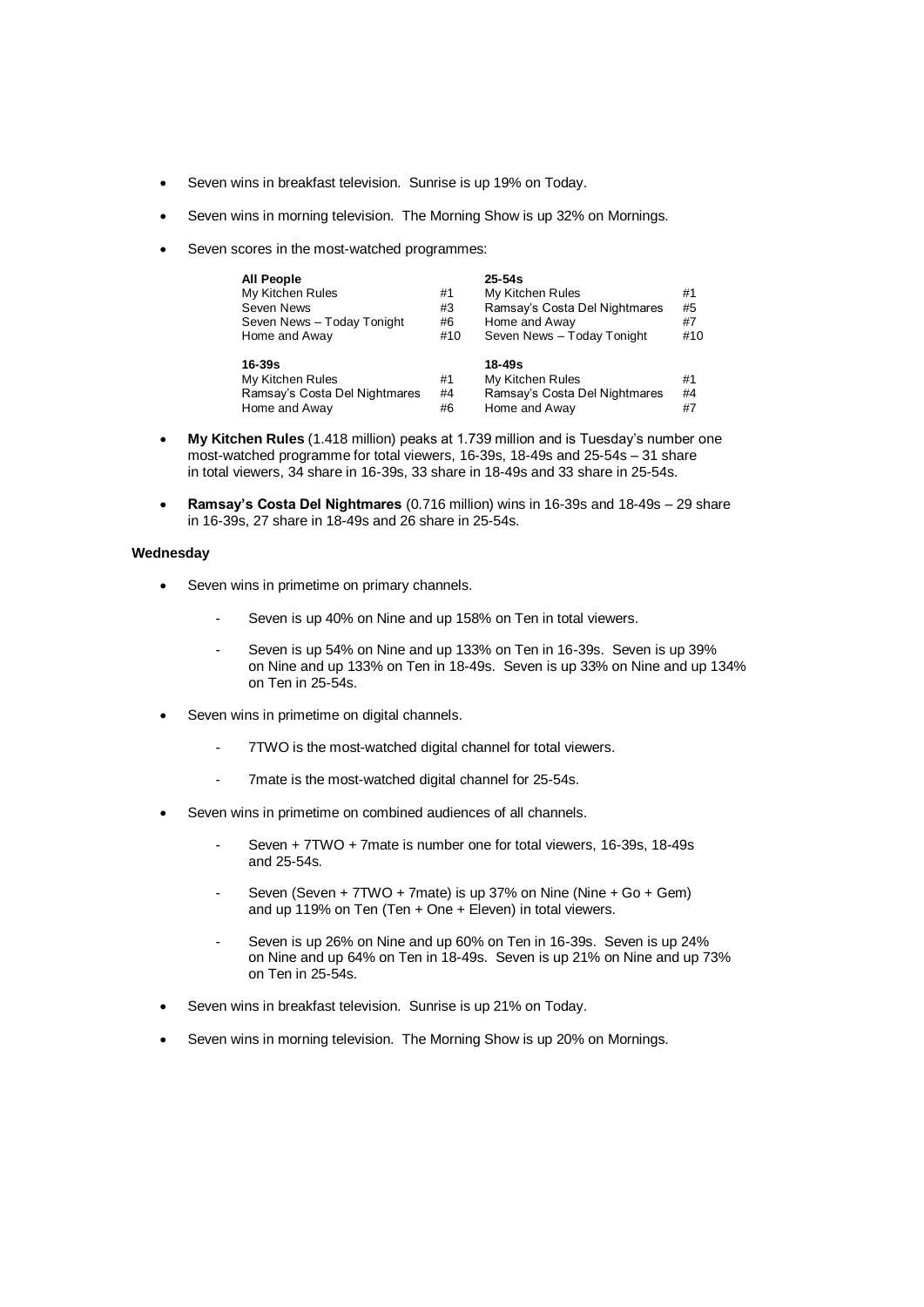- Seven wins in breakfast television. Sunrise is up 19% on Today.
- Seven wins in morning television. The Morning Show is up 32% on Mornings.
- Seven scores in the most-watched programmes:

| | | | |
|---|---|---|---|
| **All People** | | **25-54s** | |
| My Kitchen Rules | #1 | My Kitchen Rules | #1 |
| Seven News | #3 | Ramsay's Costa Del Nightmares | #5 |
| Seven News – Today Tonight | #6 | Home and Away | #7 |
| Home and Away | #10 | Seven News – Today Tonight | #10 |
| **16-39s** | | **18-49s** | |
| My Kitchen Rules | #1 | My Kitchen Rules | #1 |
| Ramsay's Costa Del Nightmares | #4 | Ramsay's Costa Del Nightmares | #4 |
| Home and Away | #6 | Home and Away | #7 |

- **My Kitchen Rules** (1.418 million) peaks at 1.739 million and is Tuesday's number one most-watched programme for total viewers, 16-39s, 18-49s and 25-54s – 31 share in total viewers, 34 share in 16-39s, 33 share in 18-49s and 33 share in 25-54s.
- **Ramsay's Costa Del Nightmares** (0.716 million) wins in 16-39s and 18-49s – 29 share in 16-39s, 27 share in 18-49s and 26 share in 25-54s.

**Wednesday**

- Seven wins in primetime on primary channels.
  - Seven is up 40% on Nine and up 158% on Ten in total viewers.
  - Seven is up 54% on Nine and up 133% on Ten in 16-39s. Seven is up 39% on Nine and up 133% on Ten in 18-49s. Seven is up 33% on Nine and up 134% on Ten in 25-54s.
- Seven wins in primetime on digital channels.
  - 7TWO is the most-watched digital channel for total viewers.
  - 7mate is the most-watched digital channel for 25-54s.
- Seven wins in primetime on combined audiences of all channels.
  - Seven + 7TWO + 7mate is number one for total viewers, 16-39s, 18-49s and 25-54s.
  - Seven (Seven + 7TWO + 7mate) is up 37% on Nine (Nine + Go + Gem) and up 119% on Ten (Ten + One + Eleven) in total viewers.
  - Seven is up 26% on Nine and up 60% on Ten in 16-39s. Seven is up 24% on Nine and up 64% on Ten in 18-49s. Seven is up 21% on Nine and up 73% on Ten in 25-54s.
- Seven wins in breakfast television. Sunrise is up 21% on Today.
- Seven wins in morning television. The Morning Show is up 20% on Mornings.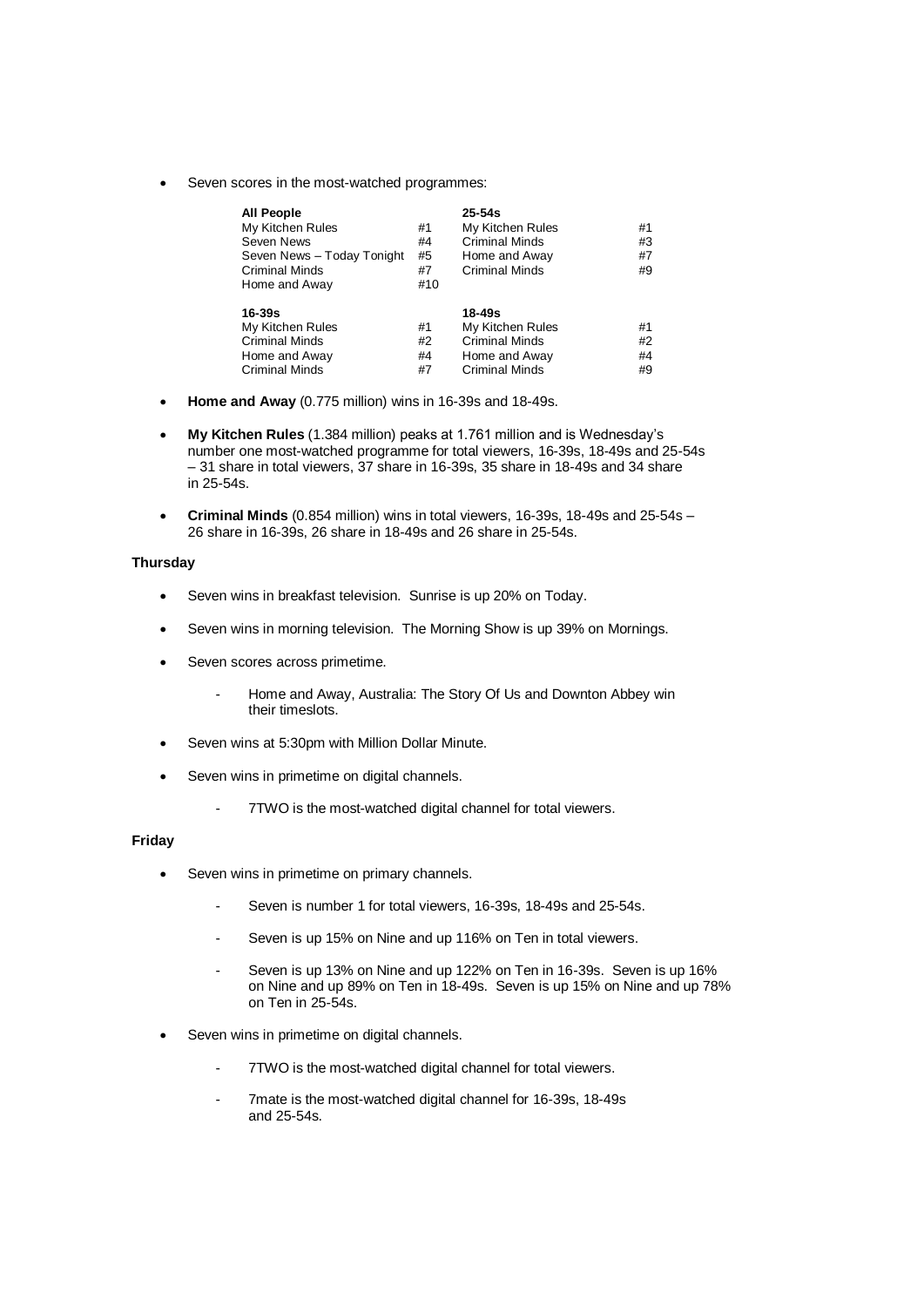- Seven scores in the most-watched programmes:

| | | | |
|---|---|---|---|
| **All People** | | **25-54s** | |
| My Kitchen Rules | #1 | My Kitchen Rules | #1 |
| Seven News | #4 | Criminal Minds | #3 |
| Seven News – Today Tonight | #5 | Home and Away | #7 |
| Criminal Minds | #7 | Criminal Minds | #9 |
| Home and Away | #10 | | |
| **16-39s** | | **18-49s** | |
| My Kitchen Rules | #1 | My Kitchen Rules | #1 |
| Criminal Minds | #2 | Criminal Minds | #2 |
| Home and Away | #4 | Home and Away | #4 |
| Criminal Minds | #7 | Criminal Minds | #9 |

- **Home and Away** (0.775 million) wins in 16-39s and 18-49s.

- **My Kitchen Rules** (1.384 million) peaks at 1.761 million and is Wednesday's number one most-watched programme for total viewers, 16-39s, 18-49s and 25-54s – 31 share in total viewers, 37 share in 16-39s, 35 share in 18-49s and 34 share in 25-54s.

- **Criminal Minds** (0.854 million) wins in total viewers, 16-39s, 18-49s and 25-54s – 26 share in 16-39s, 26 share in 18-49s and 26 share in 25-54s.

**Thursday**

- Seven wins in breakfast television. Sunrise is up 20% on Today.

- Seven wins in morning television. The Morning Show is up 39% on Mornings.

- Seven scores across primetime.

  - Home and Away, Australia: The Story Of Us and Downton Abbey win their timeslots.

- Seven wins at 5:30pm with Million Dollar Minute.

- Seven wins in primetime on digital channels.

  - 7TWO is the most-watched digital channel for total viewers.

**Friday**

- Seven wins in primetime on primary channels.

  - Seven is number 1 for total viewers, 16-39s, 18-49s and 25-54s.

  - Seven is up 15% on Nine and up 116% on Ten in total viewers.

  - Seven is up 13% on Nine and up 122% on Ten in 16-39s. Seven is up 16% on Nine and up 89% on Ten in 18-49s. Seven is up 15% on Nine and up 78% on Ten in 25-54s.

- Seven wins in primetime on digital channels.

  - 7TWO is the most-watched digital channel for total viewers.

  - 7mate is the most-watched digital channel for 16-39s, 18-49s and 25-54s.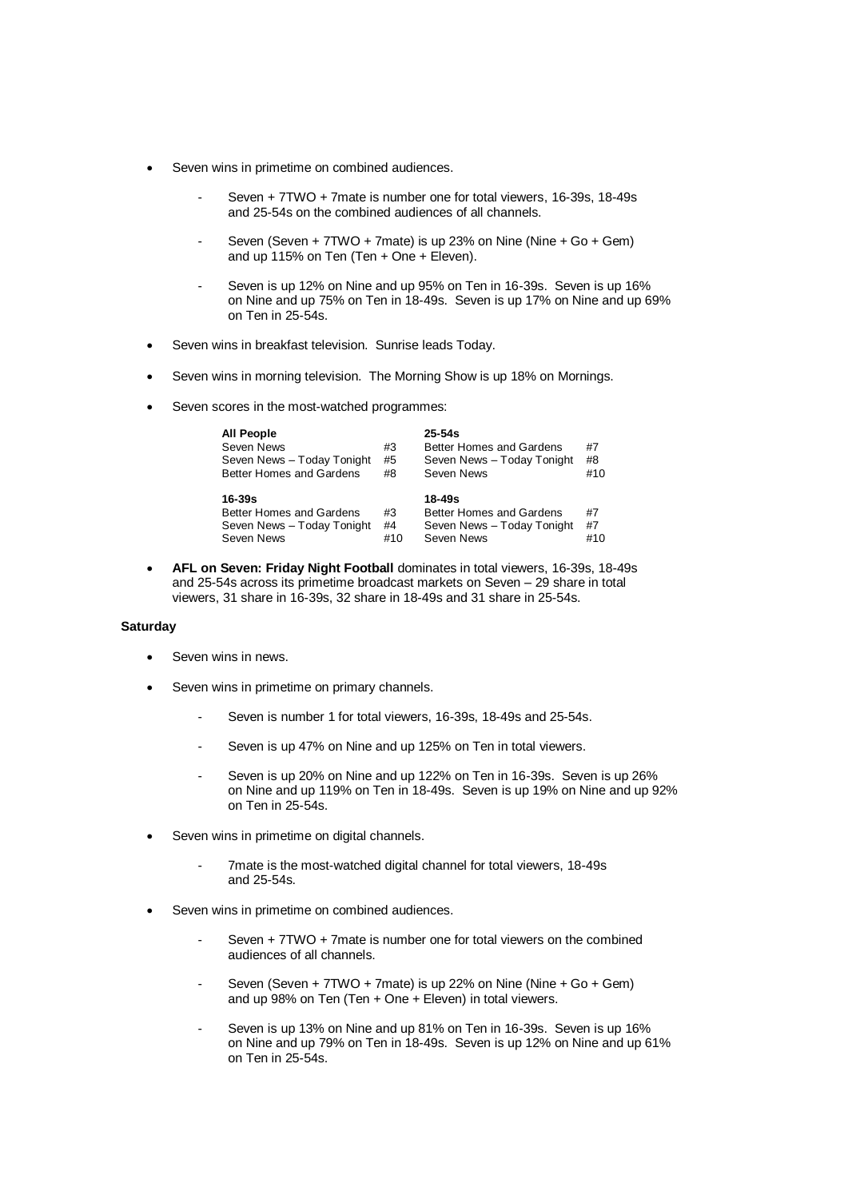- Seven wins in primetime on combined audiences.
  - Seven + 7TWO + 7mate is number one for total viewers, 16-39s, 18-49s and 25-54s on the combined audiences of all channels.
  - Seven (Seven + 7TWO + 7mate) is up 23% on Nine (Nine + Go + Gem) and up 115% on Ten (Ten + One + Eleven).
  - Seven is up 12% on Nine and up 95% on Ten in 16-39s. Seven is up 16% on Nine and up 75% on Ten in 18-49s. Seven is up 17% on Nine and up 69% on Ten in 25-54s.
- Seven wins in breakfast television. Sunrise leads Today.
- Seven wins in morning television. The Morning Show is up 18% on Mornings.
- Seven scores in the most-watched programmes:

| | | | |
|---|---|---|---|
| **All People** | | **25-54s** | |
| Seven News | #3 | Better Homes and Gardens | #7 |
| Seven News – Today Tonight | #5 | Seven News – Today Tonight | #8 |
| Better Homes and Gardens | #8 | Seven News | #10 |
| **16-39s** | | **18-49s** | |
| Better Homes and Gardens | #3 | Better Homes and Gardens | #7 |
| Seven News – Today Tonight | #4 | Seven News – Today Tonight | #7 |
| Seven News | #10 | Seven News | #10 |

- **AFL on Seven: Friday Night Football** dominates in total viewers, 16-39s, 18-49s and 25-54s across its primetime broadcast markets on Seven – 29 share in total viewers, 31 share in 16-39s, 32 share in 18-49s and 31 share in 25-54s.

**Saturday**

- Seven wins in news.
- Seven wins in primetime on primary channels.
  - Seven is number 1 for total viewers, 16-39s, 18-49s and 25-54s.
  - Seven is up 47% on Nine and up 125% on Ten in total viewers.
  - Seven is up 20% on Nine and up 122% on Ten in 16-39s. Seven is up 26% on Nine and up 119% on Ten in 18-49s. Seven is up 19% on Nine and up 92% on Ten in 25-54s.
- Seven wins in primetime on digital channels.
  - 7mate is the most-watched digital channel for total viewers, 18-49s and 25-54s.
- Seven wins in primetime on combined audiences.
  - Seven + 7TWO + 7mate is number one for total viewers on the combined audiences of all channels.
  - Seven (Seven + 7TWO + 7mate) is up 22% on Nine (Nine + Go + Gem) and up 98% on Ten (Ten + One + Eleven) in total viewers.
  - Seven is up 13% on Nine and up 81% on Ten in 16-39s. Seven is up 16% on Nine and up 79% on Ten in 18-49s. Seven is up 12% on Nine and up 61% on Ten in 25-54s.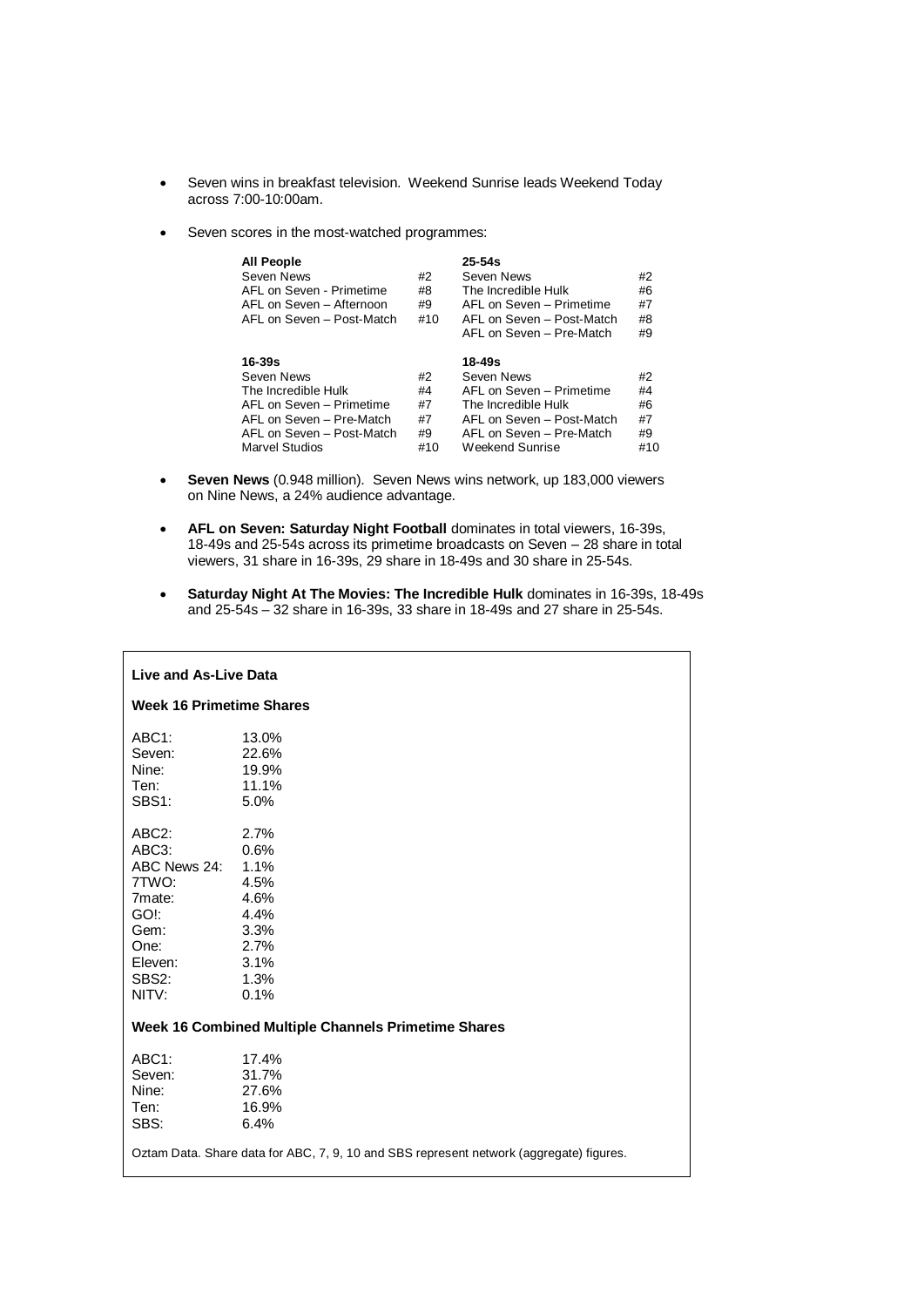- Seven wins in breakfast television. Weekend Sunrise leads Weekend Today across 7:00-10:00am.

- Seven scores in the most-watched programmes:

| All People | | 25-54s | |
|---|---|---|---|
| Seven News | #2 | Seven News | #2 |
| AFL on Seven - Primetime | #8 | The Incredible Hulk | #6 |
| AFL on Seven – Afternoon | #9 | AFL on Seven – Primetime | #7 |
| AFL on Seven – Post-Match | #10 | AFL on Seven – Post-Match | #8 |
| | | AFL on Seven – Pre-Match | #9 |

| 16-39s | | 18-49s | |
|---|---|---|---|
| Seven News | #2 | Seven News | #2 |
| The Incredible Hulk | #4 | AFL on Seven – Primetime | #4 |
| AFL on Seven – Primetime | #7 | The Incredible Hulk | #6 |
| AFL on Seven – Pre-Match | #7 | AFL on Seven – Post-Match | #7 |
| AFL on Seven – Post-Match | #9 | AFL on Seven – Pre-Match | #9 |
| Marvel Studios | #10 | Weekend Sunrise | #10 |

- **Seven News** (0.948 million). Seven News wins network, up 183,000 viewers on Nine News, a 24% audience advantage.

- **AFL on Seven: Saturday Night Football** dominates in total viewers, 16-39s, 18-49s and 25-54s across its primetime broadcasts on Seven – 28 share in total viewers, 31 share in 16-39s, 29 share in 18-49s and 30 share in 25-54s.

- **Saturday Night At The Movies: The Incredible Hulk** dominates in 16-39s, 18-49s and 25-54s – 32 share in 16-39s, 33 share in 18-49s and 27 share in 25-54s.

**Live and As-Live Data**

**Week 16 Primetime Shares**

| | |
|---|---|
| ABC1: | 13.0% |
| Seven: | 22.6% |
| Nine: | 19.9% |
| Ten: | 11.1% |
| SBS1: | 5.0% |
| ABC2: | 2.7% |
| ABC3: | 0.6% |
| ABC News 24: | 1.1% |
| 7TWO: | 4.5% |
| 7mate: | 4.6% |
| GO!: | 4.4% |
| Gem: | 3.3% |
| One: | 2.7% |
| Eleven: | 3.1% |
| SBS2: | 1.3% |
| NITV: | 0.1% |

**Week 16 Combined Multiple Channels Primetime Shares**

| | |
|---|---|
| ABC1: | 17.4% |
| Seven: | 31.7% |
| Nine: | 27.6% |
| Ten: | 16.9% |
| SBS: | 6.4% |

Oztam Data. Share data for ABC, 7, 9, 10 and SBS represent network (aggregate) figures.